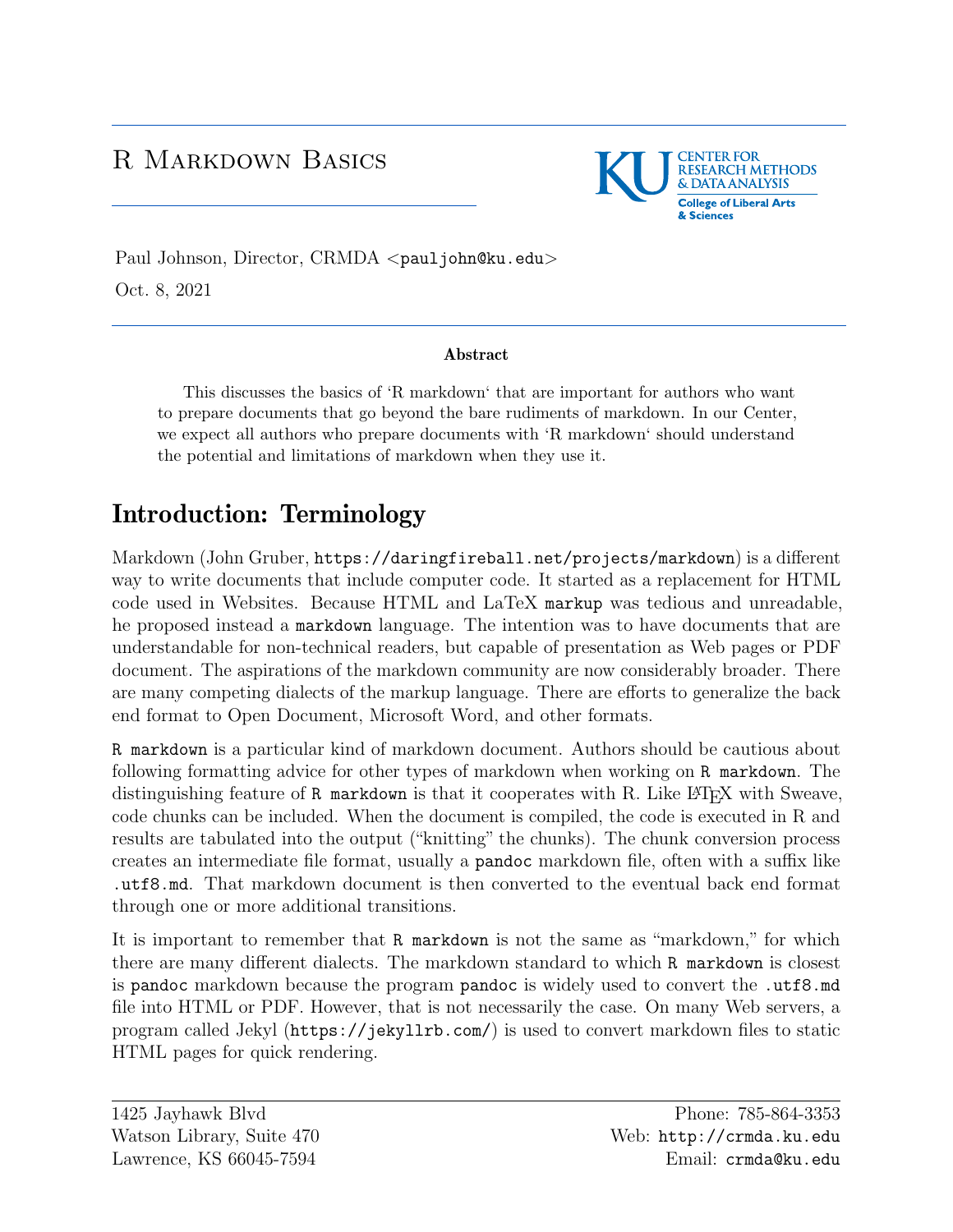# R Markdown Basics

Paul Johnson, Director, CRMDA <`pauljohn@ku.edu`>

Oct. 8, 2021

**Abstract**

This discusses the basics of 'R markdown' that are important for authors who want to prepare documents that go beyond the bare rudiments of markdown. In our Center, we expect all authors who prepare documents with 'R markdown' should understand the potential and limitations of markdown when they use it.

## Introduction: Terminology

Markdown (John Gruber, `https://daringfireball.net/projects/markdown`) is a different way to write documents that include computer code. It started as a replacement for HTML code used in Websites. Because HTML and LaTeX `markup` was tedious and unreadable, he proposed instead a `markdown` language. The intention was to have documents that are understandable for non-technical readers, but capable of presentation as Web pages or PDF document. The aspirations of the markdown community are now considerably broader. There are many competing dialects of the markup language. There are efforts to generalize the back end format to Open Document, Microsoft Word, and other formats.

`R markdown` is a particular kind of markdown document. Authors should be cautious about following formatting advice for other types of markdown when working on `R markdown`. The distinguishing feature of `R markdown` is that it cooperates with R. Like LaTeX with Sweave, code chunks can be included. When the document is compiled, the code is executed in R and results are tabulated into the output ("knitting" the chunks). The chunk conversion process creates an intermediate file format, usually a `pandoc` markdown file, often with a suffix like `.utf8.md`. That markdown document is then converted to the eventual back end format through one or more additional transitions.

It is important to remember that `R markdown` is not the same as "markdown," for which there are many different dialects. The markdown standard to which `R markdown` is closest is `pandoc` markdown because the program `pandoc` is widely used to convert the `.utf8.md` file into HTML or PDF. However, that is not necessarily the case. On many Web servers, a program called Jekyl (`https://jekyllrb.com/`) is used to convert markdown files to static HTML pages for quick rendering.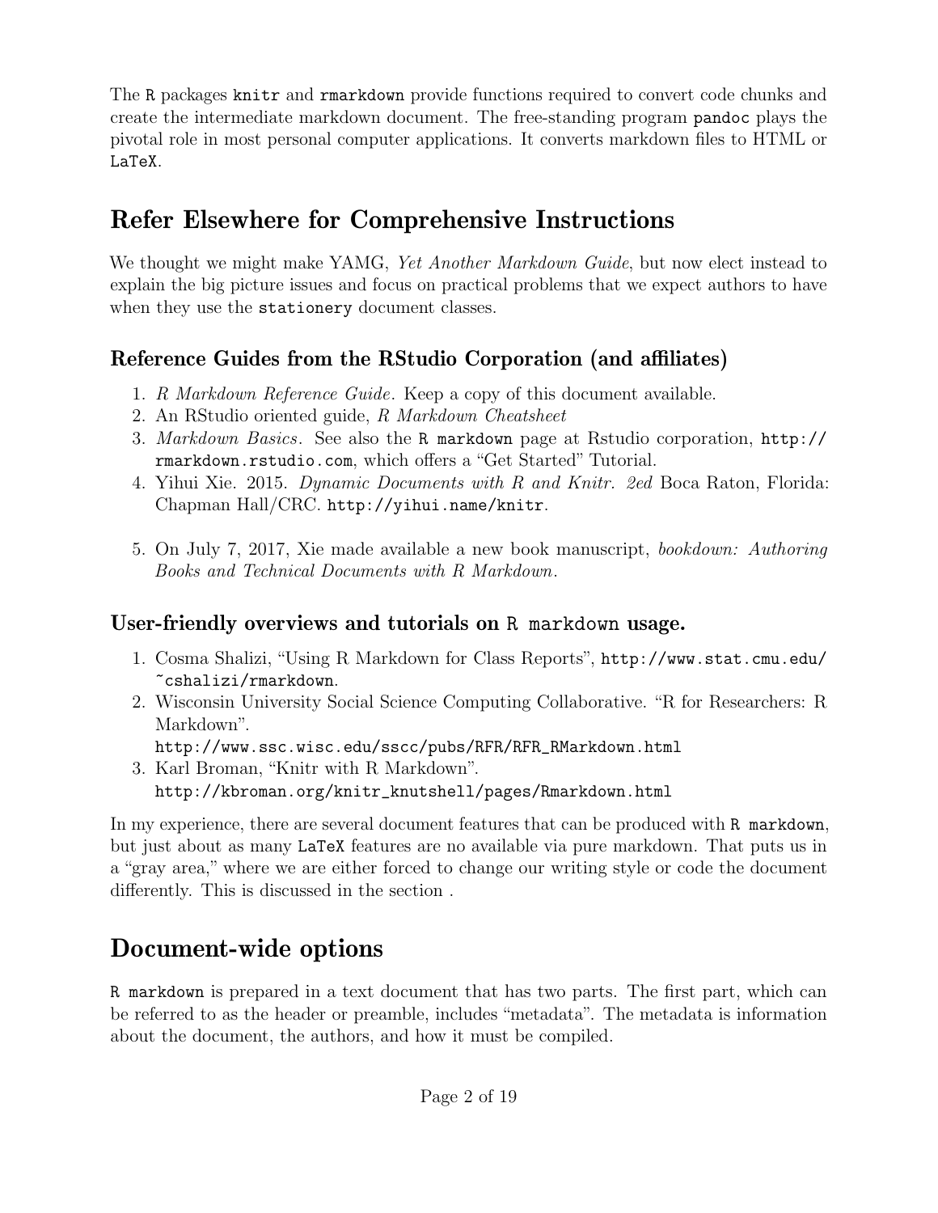The `R` packages `knitr` and `rmarkdown` provide functions required to convert code chunks and create the intermediate markdown document. The free-standing program `pandoc` plays the pivotal role in most personal computer applications. It converts markdown files to HTML or `LaTeX`.

# Refer Elsewhere for Comprehensive Instructions

We thought we might make YAMG, *Yet Another Markdown Guide*, but now elect instead to explain the big picture issues and focus on practical problems that we expect authors to have when they use the `stationery` document classes.

## Reference Guides from the RStudio Corporation (and affiliates)

1. *R Markdown Reference Guide*. Keep a copy of this document available.
2. An RStudio oriented guide, *R Markdown Cheatsheet*
3. *Markdown Basics*. See also the `R markdown` page at Rstudio corporation, `http://rmarkdown.rstudio.com`, which offers a "Get Started" Tutorial.
4. Yihui Xie. 2015. *Dynamic Documents with R and Knitr. 2ed* Boca Raton, Florida: Chapman Hall/CRC. `http://yihui.name/knitr`.

5. On July 7, 2017, Xie made available a new book manuscript, *bookdown: Authoring Books and Technical Documents with R Markdown*.

## User-friendly overviews and tutorials on `R markdown` usage.

1. Cosma Shalizi, "Using R Markdown for Class Reports", `http://www.stat.cmu.edu/~cshalizi/rmarkdown`.
2. Wisconsin University Social Science Computing Collaborative. "R for Researchers: R Markdown".
   `http://www.ssc.wisc.edu/sscc/pubs/RFR/RFR_RMarkdown.html`
3. Karl Broman, "Knitr with R Markdown".
   `http://kbroman.org/knitr_knutshell/pages/Rmarkdown.html`

In my experience, there are several document features that can be produced with `R markdown`, but just about as many `LaTeX` features are no available via pure markdown. That puts us in a "gray area," where we are either forced to change our writing style or code the document differently. This is discussed in the section .

# Document-wide options

`R markdown` is prepared in a text document that has two parts. The first part, which can be referred to as the header or preamble, includes "metadata". The metadata is information about the document, the authors, and how it must be compiled.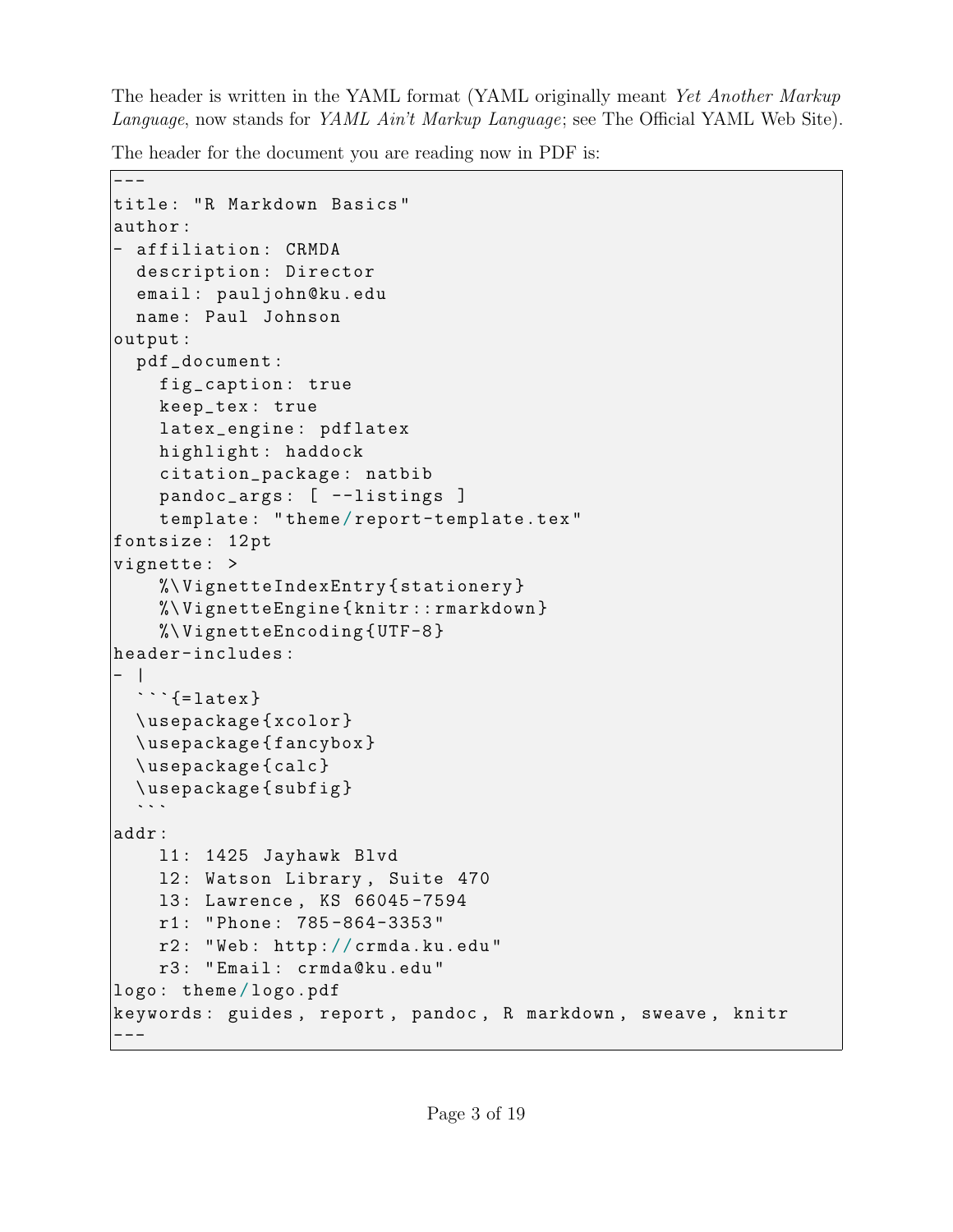The header is written in the YAML format (YAML originally meant *Yet Another Markup Language*, now stands for *YAML Ain't Markup Language*; see The Official YAML Web Site).

The header for the document you are reading now in PDF is:

````
---
title: "R Markdown Basics"
author:
- affiliation: CRMDA
  description: Director
  email: pauljohn@ku.edu
  name: Paul Johnson
output:
  pdf_document:
    fig_caption: true
    keep_tex: true
    latex_engine: pdflatex
    highlight: haddock
    citation_package: natbib
    pandoc_args: [ --listings ]
    template: "theme/report-template.tex"
fontsize: 12pt
vignette: >
    %\VignetteIndexEntry{stationery}
    %\VignetteEngine{knitr::rmarkdown}
    %\VignetteEncoding{UTF-8}
header-includes:
- |
  ```{=latex}
  \usepackage{xcolor}
  \usepackage{fancybox}
  \usepackage{calc}
  \usepackage{subfig}
  ```
addr:
    l1: 1425 Jayhawk Blvd
    l2: Watson Library, Suite 470
    l3: Lawrence, KS 66045-7594
    r1: "Phone: 785-864-3353"
    r2: "Web: http://crmda.ku.edu"
    r3: "Email: crmda@ku.edu"
logo: theme/logo.pdf
keywords: guides, report, pandoc, R markdown, sweave, knitr
---
````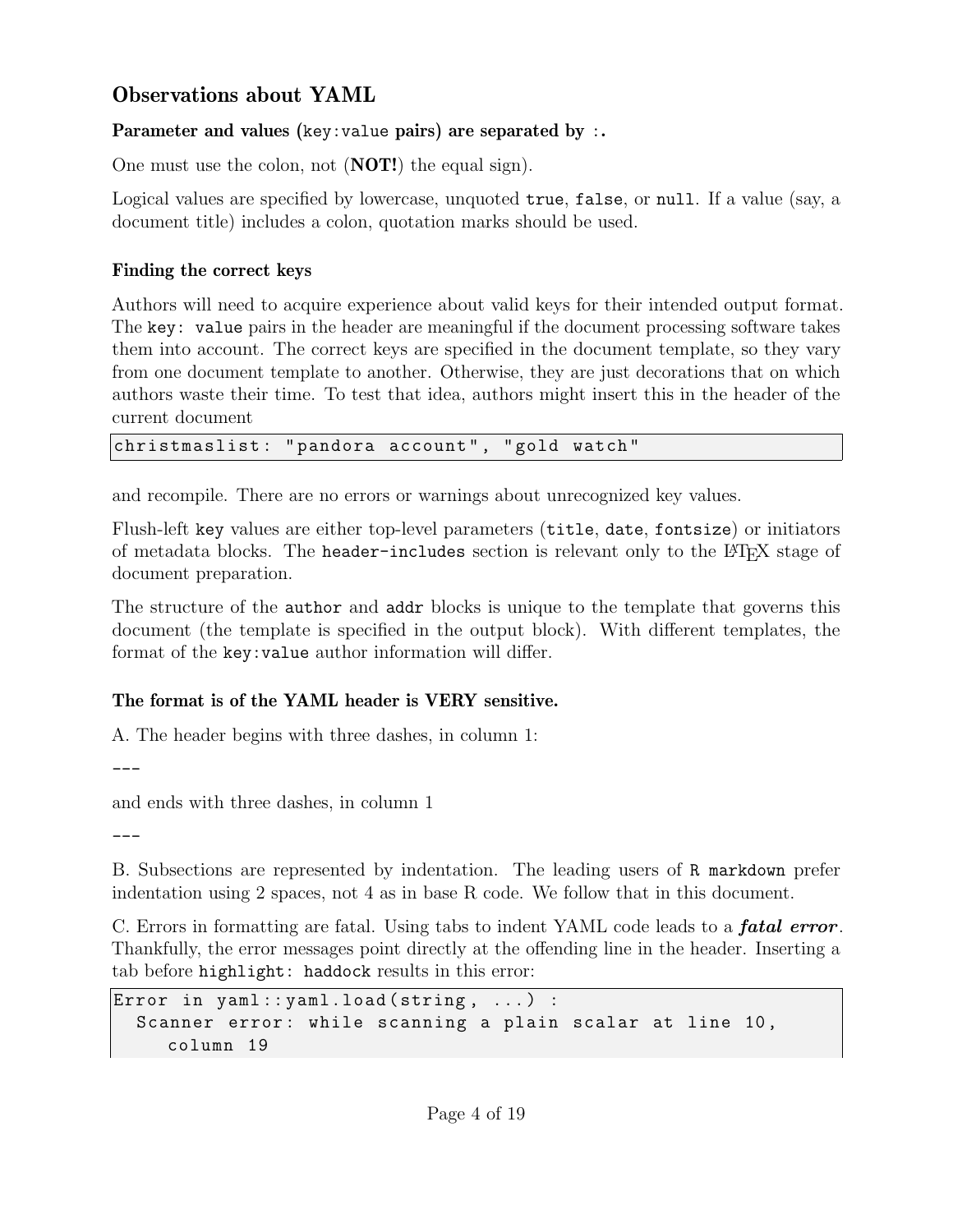## Observations about YAML

**Parameter and values (`key:value` pairs) are separated by `:`.**

One must use the colon, not (**NOT!**) the equal sign).

Logical values are specified by lowercase, unquoted `true`, `false`, or `null`. If a value (say, a document title) includes a colon, quotation marks should be used.

### Finding the correct keys

Authors will need to acquire experience about valid keys for their intended output format. The `key: value` pairs in the header are meaningful if the document processing software takes them into account. The correct keys are specified in the document template, so they vary from one document template to another. Otherwise, they are just decorations that on which authors waste their time. To test that idea, authors might insert this in the header of the current document

```
christmaslist: "pandora account", "gold watch"
```

and recompile. There are no errors or warnings about unrecognized key values.

Flush-left `key` values are either top-level parameters (`title`, `date`, `fontsize`) or initiators of metadata blocks. The `header-includes` section is relevant only to the LaTeX stage of document preparation.

The structure of the `author` and `addr` blocks is unique to the template that governs this document (the template is specified in the output block). With different templates, the format of the `key:value` author information will differ.

### The format is of the YAML header is VERY sensitive.

A. The header begins with three dashes, in column 1:

```
---
```

and ends with three dashes, in column 1

```
---
```

B. Subsections are represented by indentation. The leading users of `R markdown` prefer indentation using 2 spaces, not 4 as in base R code. We follow that in this document.

C. Errors in formatting are fatal. Using tabs to indent YAML code leads to a ***fatal error***. Thankfully, the error messages point directly at the offending line in the header. Inserting a tab before `highlight: haddock` results in this error:

```
Error in yaml::yaml.load(string, ...) :
  Scanner error: while scanning a plain scalar at line 10,
     column 19
```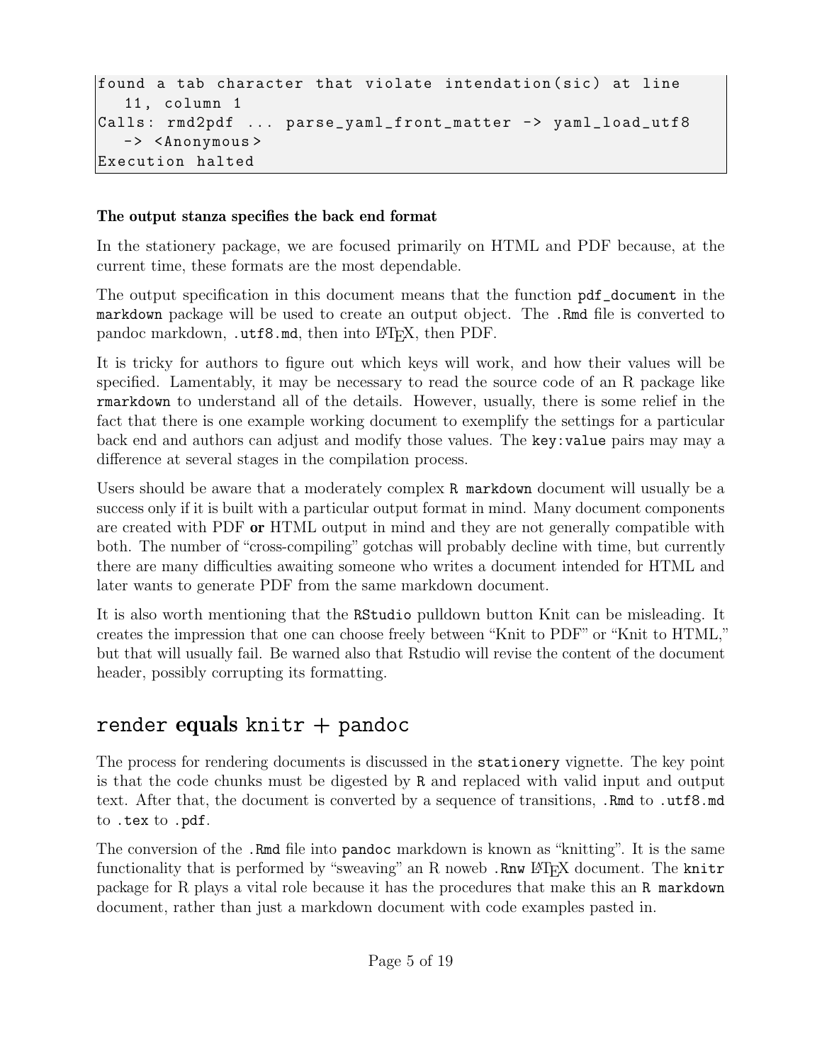```
found a tab character that violate intendation(sic) at line
   11, column 1
Calls: rmd2pdf ... parse_yaml_front_matter -> yaml_load_utf8
   -> <Anonymous>
Execution halted
```

#### The output stanza specifies the back end format

In the stationery package, we are focused primarily on HTML and PDF because, at the current time, these formats are the most dependable.

The output specification in this document means that the function `pdf_document` in the `markdown` package will be used to create an output object. The `.Rmd` file is converted to pandoc markdown, `.utf8.md`, then into LaTeX, then PDF.

It is tricky for authors to figure out which keys will work, and how their values will be specified. Lamentably, it may be necessary to read the source code of an R package like `rmarkdown` to understand all of the details. However, usually, there is some relief in the fact that there is one example working document to exemplify the settings for a particular back end and authors can adjust and modify those values. The `key:value` pairs may may a difference at several stages in the compilation process.

Users should be aware that a moderately complex `R markdown` document will usually be a success only if it is built with a particular output format in mind. Many document components are created with PDF **or** HTML output in mind and they are not generally compatible with both. The number of "cross-compiling" gotchas will probably decline with time, but currently there are many difficulties awaiting someone who writes a document intended for HTML and later wants to generate PDF from the same markdown document.

It is also worth mentioning that the `RStudio` pulldown button Knit can be misleading. It creates the impression that one can choose freely between "Knit to PDF" or "Knit to HTML," but that will usually fail. Be warned also that Rstudio will revise the content of the document header, possibly corrupting its formatting.

## `render` equals `knitr` + `pandoc`

The process for rendering documents is discussed in the `stationery` vignette. The key point is that the code chunks must be digested by `R` and replaced with valid input and output text. After that, the document is converted by a sequence of transitions, `.Rmd` to `.utf8.md` to `.tex` to `.pdf`.

The conversion of the `.Rmd` file into `pandoc` markdown is known as "knitting". It is the same functionality that is performed by "sweaving" an R noweb `.Rnw` LaTeX document. The `knitr` package for R plays a vital role because it has the procedures that make this an `R markdown` document, rather than just a markdown document with code examples pasted in.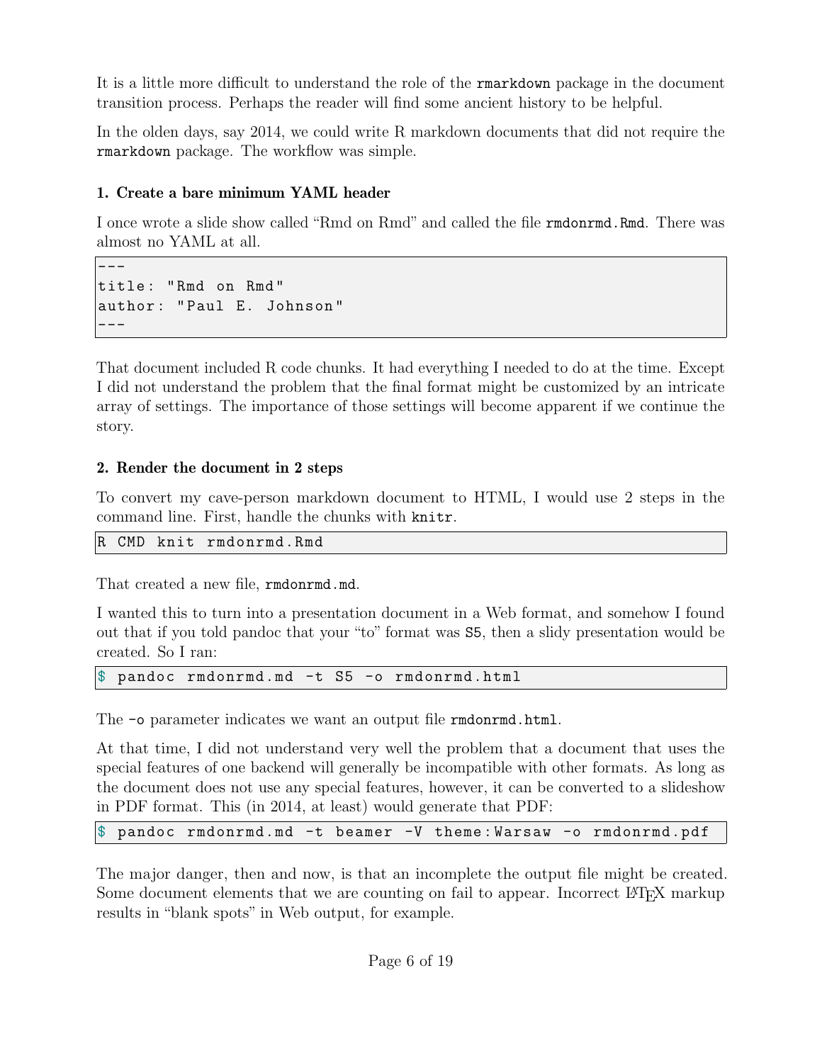It is a little more difficult to understand the role of the rmarkdown package in the document transition process. Perhaps the reader will find some ancient history to be helpful.

In the olden days, say 2014, we could write R markdown documents that did not require the rmarkdown package. The workflow was simple.

**1. Create a bare minimum YAML header**

I once wrote a slide show called "Rmd on Rmd" and called the file rmdonrmd.Rmd. There was almost no YAML at all.

```
---
title: "Rmd on Rmd"
author: "Paul E. Johnson"
---
```

That document included R code chunks. It had everything I needed to do at the time. Except I did not understand the problem that the final format might be customized by an intricate array of settings. The importance of those settings will become apparent if we continue the story.

**2. Render the document in 2 steps**

To convert my cave-person markdown document to HTML, I would use 2 steps in the command line. First, handle the chunks with knitr.

```
R CMD knit rmdonrmd.Rmd
```

That created a new file, rmdonrmd.md.

I wanted this to turn into a presentation document in a Web format, and somehow I found out that if you told pandoc that your "to" format was S5, then a slidy presentation would be created. So I ran:

```
$ pandoc rmdonrmd.md -t S5 -o rmdonrmd.html
```

The -o parameter indicates we want an output file rmdonrmd.html.

At that time, I did not understand very well the problem that a document that uses the special features of one backend will generally be incompatible with other formats. As long as the document does not use any special features, however, it can be converted to a slideshow in PDF format. This (in 2014, at least) would generate that PDF:

```
$ pandoc rmdonrmd.md -t beamer -V theme:Warsaw -o rmdonrmd.pdf
```

The major danger, then and now, is that an incomplete the output file might be created. Some document elements that we are counting on fail to appear. Incorrect LaTeX markup results in "blank spots" in Web output, for example.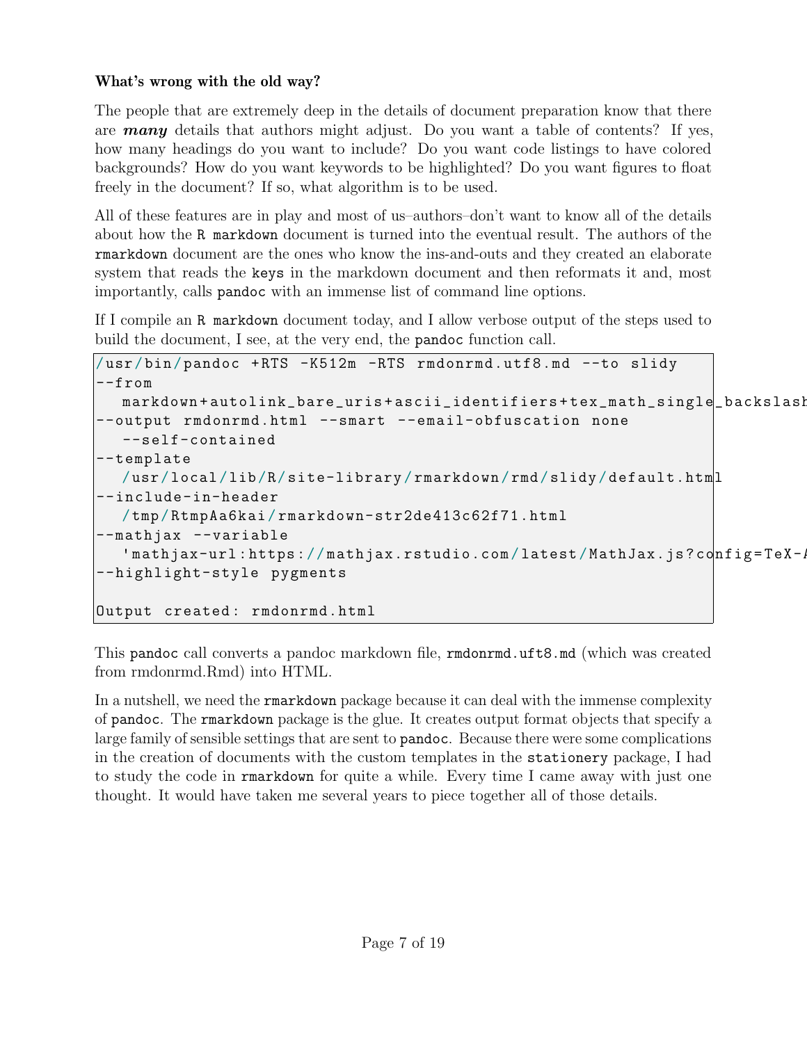**What's wrong with the old way?**

The people that are extremely deep in the details of document preparation know that there are ***many*** details that authors might adjust. Do you want a table of contents? If yes, how many headings do you want to include? Do you want code listings to have colored backgrounds? How do you want keywords to be highlighted? Do you want figures to float freely in the document? If so, what algorithm is to be used.

All of these features are in play and most of us–authors–don't want to know all of the details about how the `R markdown` document is turned into the eventual result. The authors of the `rmarkdown` document are the ones who know the ins-and-outs and they created an elaborate system that reads the `keys` in the markdown document and then reformats it and, most importantly, calls `pandoc` with an immense list of command line options.

If I compile an `R markdown` document today, and I allow verbose output of the steps used to build the document, I see, at the very end, the `pandoc` function call.

```
/usr/bin/pandoc +RTS -K512m -RTS rmdonrmd.utf8.md --to slidy
--from
   markdown+autolink_bare_uris+ascii_identifiers+tex_math_single_backslash
--output rmdonrmd.html --smart --email-obfuscation none
   --self-contained
--template
   /usr/local/lib/R/site-library/rmarkdown/rmd/slidy/default.html
--include-in-header
   /tmp/RtmpAa6kai/rmarkdown-str2de413c62f71.html
--mathjax --variable
   'mathjax-url:https://mathjax.rstudio.com/latest/MathJax.js?config=TeX-A
--highlight-style pygments

Output created: rmdonrmd.html
```

This `pandoc` call converts a pandoc markdown file, `rmdonrmd.uft8.md` (which was created from rmdonrmd.Rmd) into HTML.

In a nutshell, we need the `rmarkdown` package because it can deal with the immense complexity of `pandoc`. The `rmarkdown` package is the glue. It creates output format objects that specify a large family of sensible settings that are sent to `pandoc`. Because there were some complications in the creation of documents with the custom templates in the `stationery` package, I had to study the code in `rmarkdown` for quite a while. Every time I came away with just one thought. It would have taken me several years to piece together all of those details.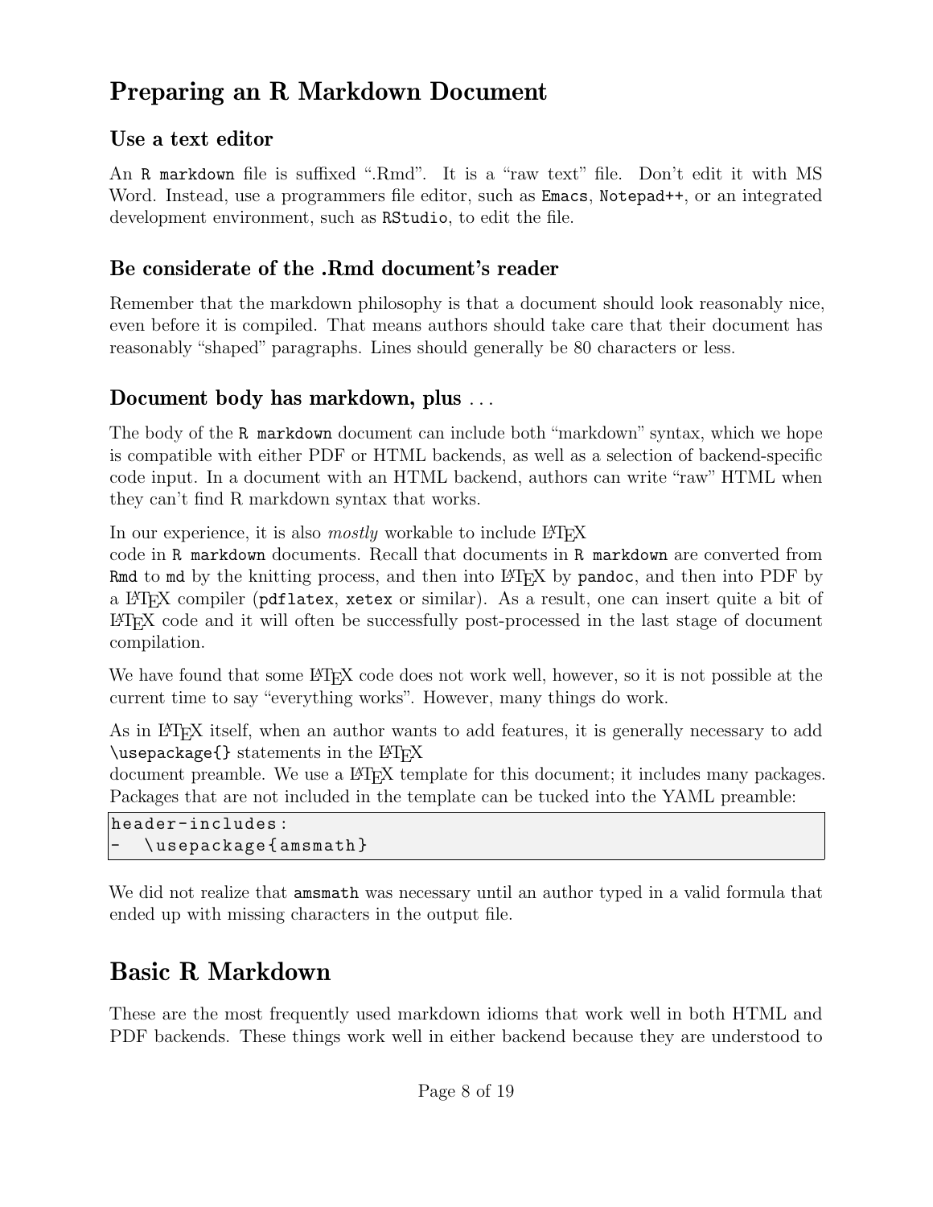# Preparing an R Markdown Document

## Use a text editor

An `R markdown` file is suffixed ".Rmd". It is a "raw text" file. Don't edit it with MS Word. Instead, use a programmers file editor, such as `Emacs`, `Notepad++`, or an integrated development environment, such as `RStudio`, to edit the file.

## Be considerate of the .Rmd document's reader

Remember that the markdown philosophy is that a document should look reasonably nice, even before it is compiled. That means authors should take care that their document has reasonably "shaped" paragraphs. Lines should generally be 80 characters or less.

## Document body has markdown, plus ...

The body of the `R markdown` document can include both "markdown" syntax, which we hope is compatible with either PDF or HTML backends, as well as a selection of backend-specific code input. In a document with an HTML backend, authors can write "raw" HTML when they can't find R markdown syntax that works.

In our experience, it is also *mostly* workable to include LaTeX code in `R markdown` documents. Recall that documents in `R markdown` are converted from `Rmd` to `md` by the knitting process, and then into LaTeX by `pandoc`, and then into PDF by a LaTeX compiler (`pdflatex`, `xetex` or similar). As a result, one can insert quite a bit of LaTeX code and it will often be successfully post-processed in the last stage of document compilation.

We have found that some LaTeX code does not work well, however, so it is not possible at the current time to say "everything works". However, many things do work.

As in LaTeX itself, when an author wants to add features, it is generally necessary to add `\usepackage{}` statements in the LaTeX document preamble. We use a LaTeX template for this document; it includes many packages. Packages that are not included in the template can be tucked into the YAML preamble:

```
header-includes:
-  \usepackage{amsmath}
```

We did not realize that `amsmath` was necessary until an author typed in a valid formula that ended up with missing characters in the output file.

# Basic R Markdown

These are the most frequently used markdown idioms that work well in both HTML and PDF backends. These things work well in either backend because they are understood to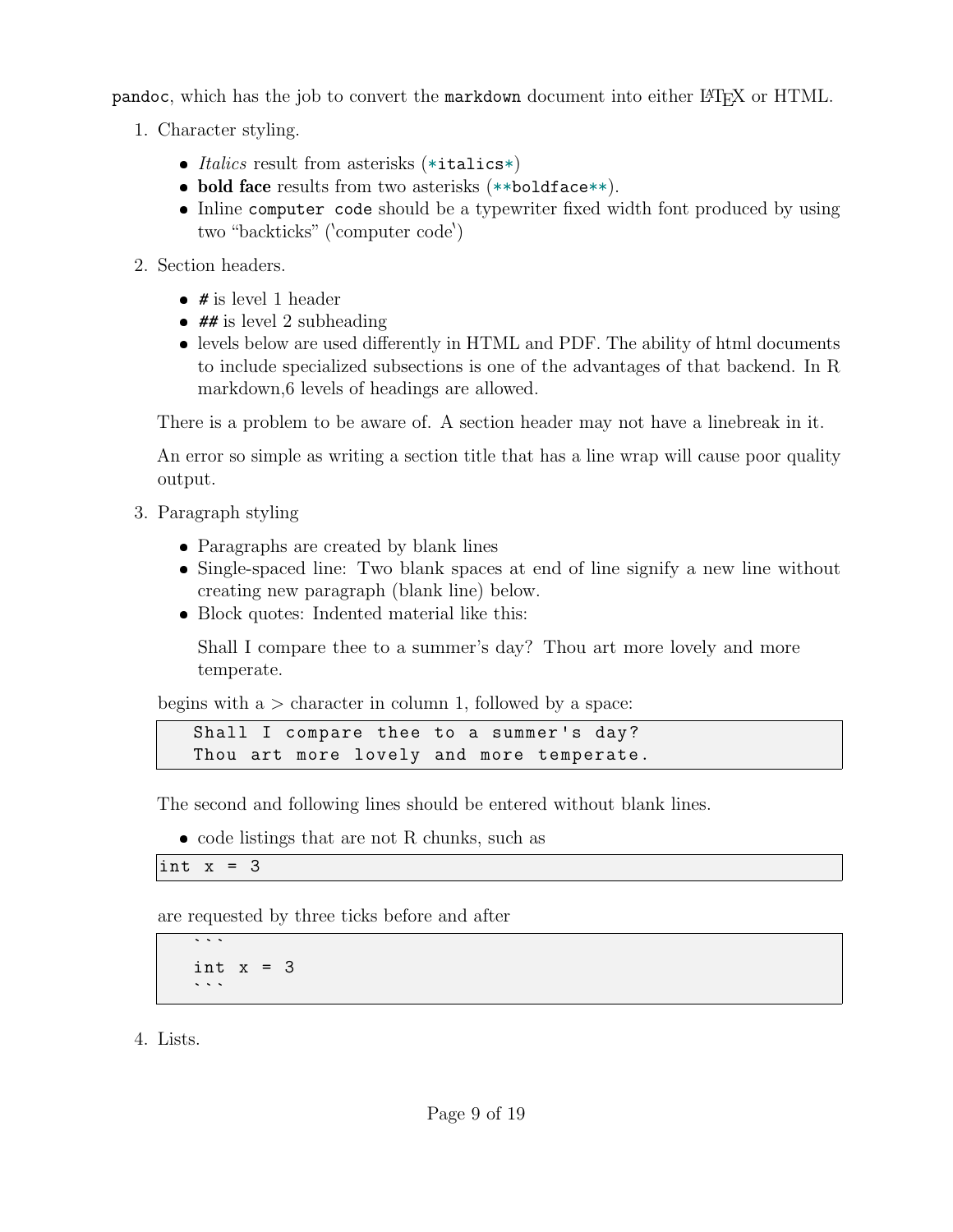`pandoc`, which has the job to convert the `markdown` document into either LaTeX or HTML.

1. Character styling.

   - *Italics* result from asterisks (`*italics*`)
   - **bold face** results from two asterisks (`**boldface**`).
   - Inline `computer code` should be a typewriter fixed width font produced by using two "backticks" ('computer code')

2. Section headers.

   - **#** is level 1 header
   - **##** is level 2 subheading
   - levels below are used differently in HTML and PDF. The ability of html documents to include specialized subsections is one of the advantages of that backend. In R markdown,6 levels of headings are allowed.

   There is a problem to be aware of. A section header may not have a linebreak in it.

   An error so simple as writing a section title that has a line wrap will cause poor quality output.

3. Paragraph styling

   - Paragraphs are created by blank lines
   - Single-spaced line: Two blank spaces at end of line signify a new line without creating new paragraph (blank line) below.
   - Block quotes: Indented material like this:

     > Shall I compare thee to a summer's day? Thou art more lovely and more temperate.

   begins with a > character in column 1, followed by a space:

   ```
     Shall I compare thee to a summer's day?
     Thou art more lovely and more temperate.
   ```

   The second and following lines should be entered without blank lines.

   - code listings that are not R chunks, such as

   ```
   int x = 3
   ```

   are requested by three ticks before and after

   ````
     ```
     int x = 3
     ```
   ````

4. Lists.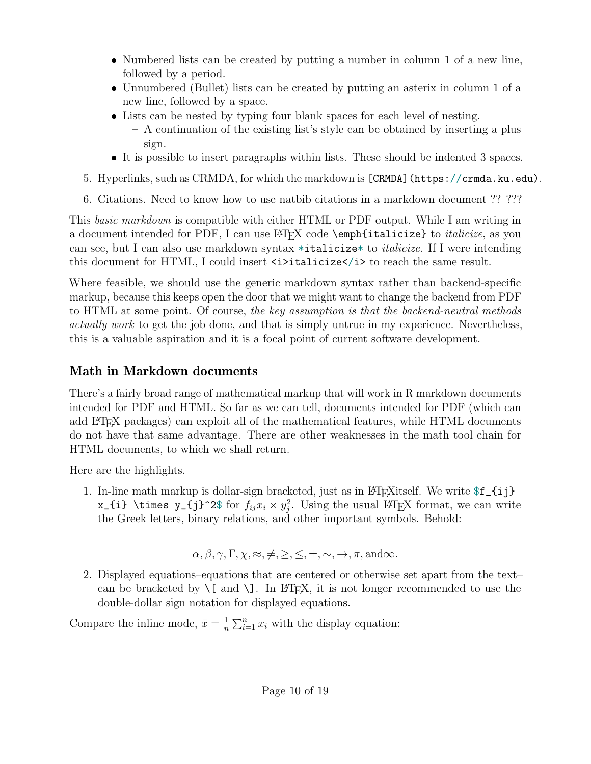- Numbered lists can be created by putting a number in column 1 of a new line, followed by a period.
    - Unnumbered (Bullet) lists can be created by putting an asterix in column 1 of a new line, followed by a space.
    - Lists can be nested by typing four blank spaces for each level of nesting.
        - A continuation of the existing list's style can be obtained by inserting a plus sign.
    - It is possible to insert paragraphs within lists. These should be indented 3 spaces.

5. Hyperlinks, such as CRMDA, for which the markdown is `[CRMDA](https://crmda.ku.edu)`.

6. Citations. Need to know how to use natbib citations in a markdown document ?? ???

This *basic markdown* is compatible with either HTML or PDF output. While I am writing in a document intended for PDF, I can use LaTeX code `\emph{italicize}` to *italicize*, as you can see, but I can also use markdown syntax `*italicize*` to *italicize*. If I were intending this document for HTML, I could insert `<i>italicize</i>` to reach the same result.

Where feasible, we should use the generic markdown syntax rather than backend-specific markup, because this keeps open the door that we might want to change the backend from PDF to HTML at some point. Of course, *the key assumption is that the backend-neutral methods actually work* to get the job done, and that is simply untrue in my experience. Nevertheless, this is a valuable aspiration and it is a focal point of current software development.

## Math in Markdown documents

There's a fairly broad range of mathematical markup that will work in R markdown documents intended for PDF and HTML. So far as we can tell, documents intended for PDF (which can add LaTeX packages) can exploit all of the mathematical features, while HTML documents do not have that same advantage. There are other weaknesses in the math tool chain for HTML documents, to which we shall return.

Here are the highlights.

1. In-line math markup is dollar-sign bracketed, just as in LaTeXitself. We write `$f_{ij} x_{i} \times y_{j}^2$` for $f_{ij} x_{i} \times y_{j}^2$. Using the usual LaTeX format, we can write the Greek letters, binary relations, and other important symbols. Behold:

$$\alpha, \beta, \gamma, \Gamma, \chi, \approx, \neq, \geq, \leq, \pm, \sim, \rightarrow, \pi, \text{and} \infty.$$

2. Displayed equations–equations that are centered or otherwise set apart from the text–can be bracketed by `\[` and `\]`. In LaTeX, it is not longer recommended to use the double-dollar sign notation for displayed equations.

Compare the inline mode, $\bar{x} = \frac{1}{n}\sum_{i=1}^{n} x_i$ with the display equation: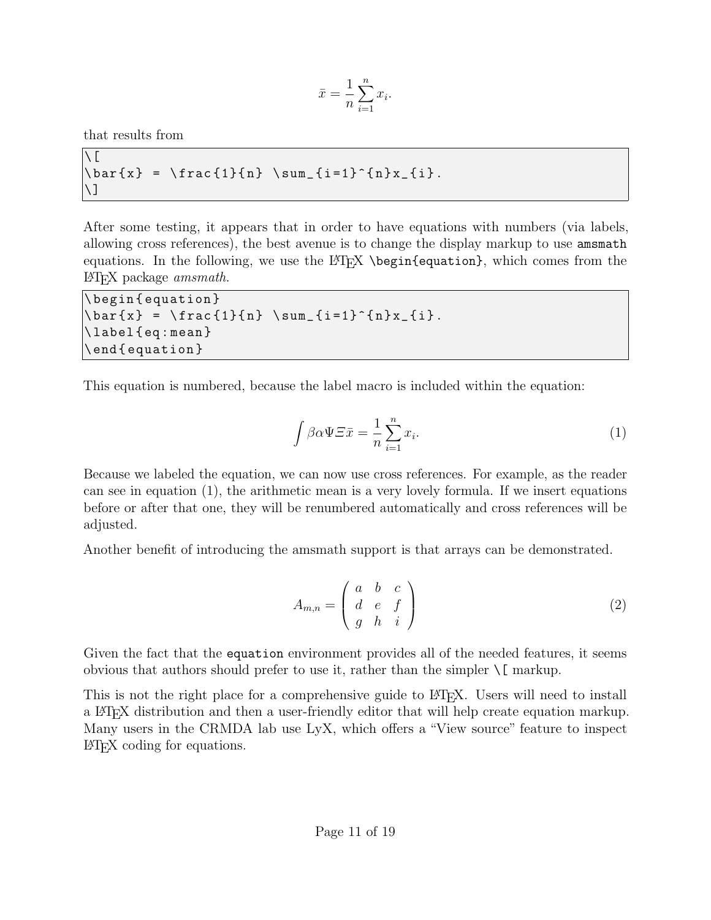$$\bar{x} = \frac{1}{n} \sum_{i=1}^{n} x_i.$$

that results from

```
\[
\bar{x} = \frac{1}{n} \sum_{i=1}^{n}x_{i}.
\]
```

After some testing, it appears that in order to have equations with numbers (via labels, allowing cross references), the best avenue is to change the display markup to use `amsmath` equations. In the following, we use the LaTeX `\begin{equation}`, which comes from the LaTeX package *amsmath*.

```
\begin{equation}
\bar{x} = \frac{1}{n} \sum_{i=1}^{n}x_{i}.
\label{eq:mean}
\end{equation}
```

This equation is numbered, because the label macro is included within the equation:

$$\int \beta\alpha\Psi\varXi\bar{x} = \frac{1}{n} \sum_{i=1}^{n} x_i. \tag{1}$$

Because we labeled the equation, we can now use cross references. For example, as the reader can see in equation (1), the arithmetic mean is a very lovely formula. If we insert equations before or after that one, they will be renumbered automatically and cross references will be adjusted.

Another benefit of introducing the amsmath support is that arrays can be demonstrated.

$$A_{m,n} = \left( \begin{array}{ccc} a & b & c \\ d & e & f \\ g & h & i \end{array} \right) \tag{2}$$

Given the fact that the `equation` environment provides all of the needed features, it seems obvious that authors should prefer to use it, rather than the simpler `\[` markup.

This is not the right place for a comprehensive guide to LaTeX. Users will need to install a LaTeX distribution and then a user-friendly editor that will help create equation markup. Many users in the CRMDA lab use LyX, which offers a "View source" feature to inspect LaTeX coding for equations.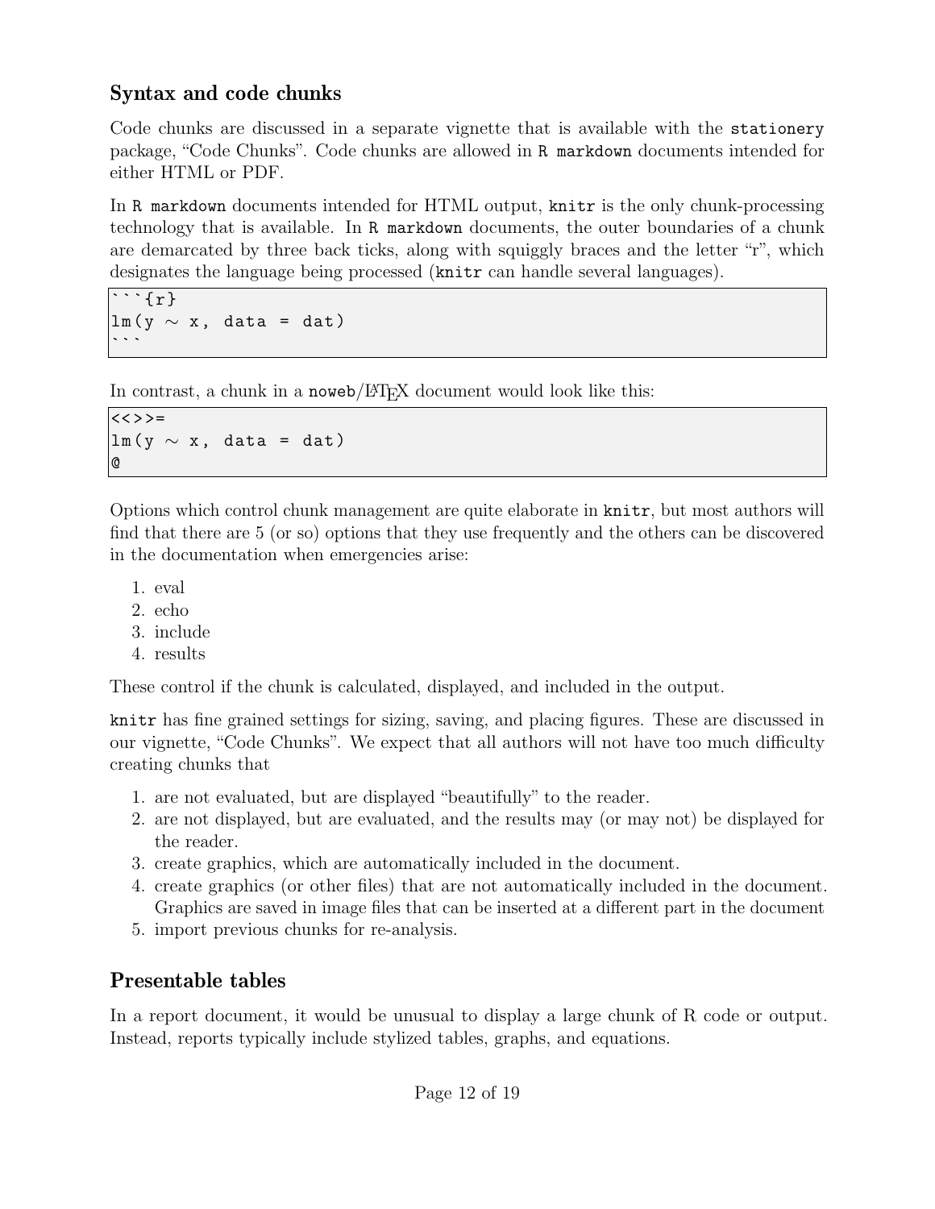## Syntax and code chunks

Code chunks are discussed in a separate vignette that is available with the `stationery` package, "Code Chunks". Code chunks are allowed in `R markdown` documents intended for either HTML or PDF.

In `R markdown` documents intended for HTML output, `knitr` is the only chunk-processing technology that is available. In `R markdown` documents, the outer boundaries of a chunk are demarcated by three back ticks, along with squiggly braces and the letter "r", which designates the language being processed (`knitr` can handle several languages).

````
```{r}
lm(y ~ x, data = dat)
```
````

In contrast, a chunk in a `noweb`/LaTeX document would look like this:

```
<<>>=
lm(y ~ x, data = dat)
@
```

Options which control chunk management are quite elaborate in `knitr`, but most authors will find that there are 5 (or so) options that they use frequently and the others can be discovered in the documentation when emergencies arise:

1. eval
2. echo
3. include
4. results

These control if the chunk is calculated, displayed, and included in the output.

`knitr` has fine grained settings for sizing, saving, and placing figures. These are discussed in our vignette, "Code Chunks". We expect that all authors will not have too much difficulty creating chunks that

1. are not evaluated, but are displayed "beautifully" to the reader.
2. are not displayed, but are evaluated, and the results may (or may not) be displayed for the reader.
3. create graphics, which are automatically included in the document.
4. create graphics (or other files) that are not automatically included in the document. Graphics are saved in image files that can be inserted at a different part in the document
5. import previous chunks for re-analysis.

## Presentable tables

In a report document, it would be unusual to display a large chunk of R code or output. Instead, reports typically include stylized tables, graphs, and equations.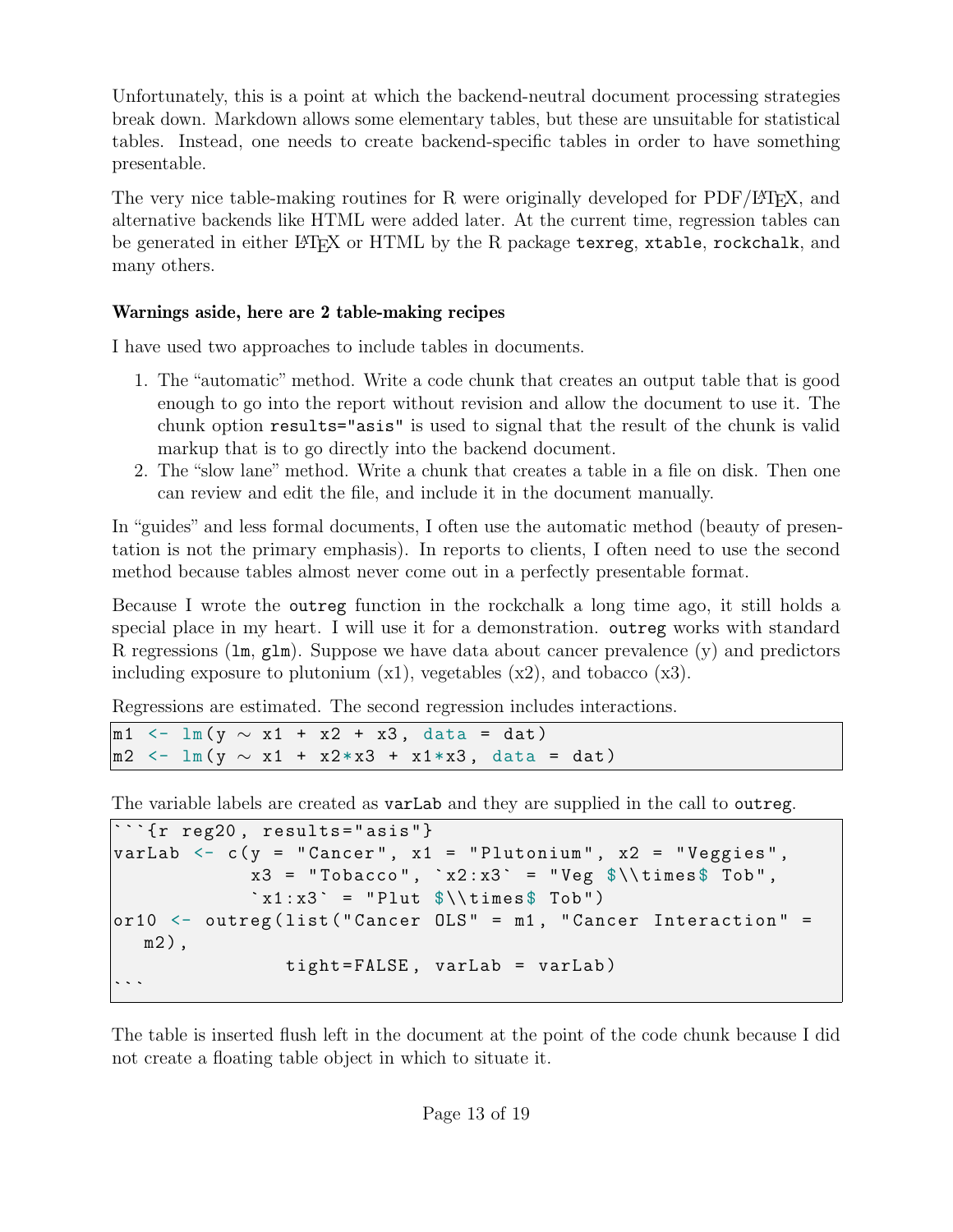Unfortunately, this is a point at which the backend-neutral document processing strategies break down. Markdown allows some elementary tables, but these are unsuitable for statistical tables. Instead, one needs to create backend-specific tables in order to have something presentable.

The very nice table-making routines for R were originally developed for PDF/LaTeX, and alternative backends like HTML were added later. At the current time, regression tables can be generated in either LaTeX or HTML by the R package `texreg`, `xtable`, `rockchalk`, and many others.

**Warnings aside, here are 2 table-making recipes**

I have used two approaches to include tables in documents.

1. The "automatic" method. Write a code chunk that creates an output table that is good enough to go into the report without revision and allow the document to use it. The chunk option `results="asis"` is used to signal that the result of the chunk is valid markup that is to go directly into the backend document.
2. The "slow lane" method. Write a chunk that creates a table in a file on disk. Then one can review and edit the file, and include it in the document manually.

In "guides" and less formal documents, I often use the automatic method (beauty of presentation is not the primary emphasis). In reports to clients, I often need to use the second method because tables almost never come out in a perfectly presentable format.

Because I wrote the `outreg` function in the rockchalk a long time ago, it still holds a special place in my heart. I will use it for a demonstration. `outreg` works with standard R regressions (`lm`, `glm`). Suppose we have data about cancer prevalence (y) and predictors including exposure to plutonium (x1), vegetables (x2), and tobacco (x3).

Regressions are estimated. The second regression includes interactions.

```
m1 <- lm(y ~ x1 + x2 + x3, data = dat)
m2 <- lm(y ~ x1 + x2*x3 + x1*x3, data = dat)
```

The variable labels are created as `varLab` and they are supplied in the call to `outreg`.

````
```{r reg20, results="asis"}
varLab <- c(y = "Cancer", x1 = "Plutonium", x2 = "Veggies",
            x3 = "Tobacco", `x2:x3` = "Veg $\\times$ Tob",
            `x1:x3` = "Plut $\\times$ Tob")
or10 <- outreg(list("Cancer OLS" = m1, "Cancer Interaction" =
   m2),
               tight=FALSE, varLab = varLab)
```
````

The table is inserted flush left in the document at the point of the code chunk because I did not create a floating table object in which to situate it.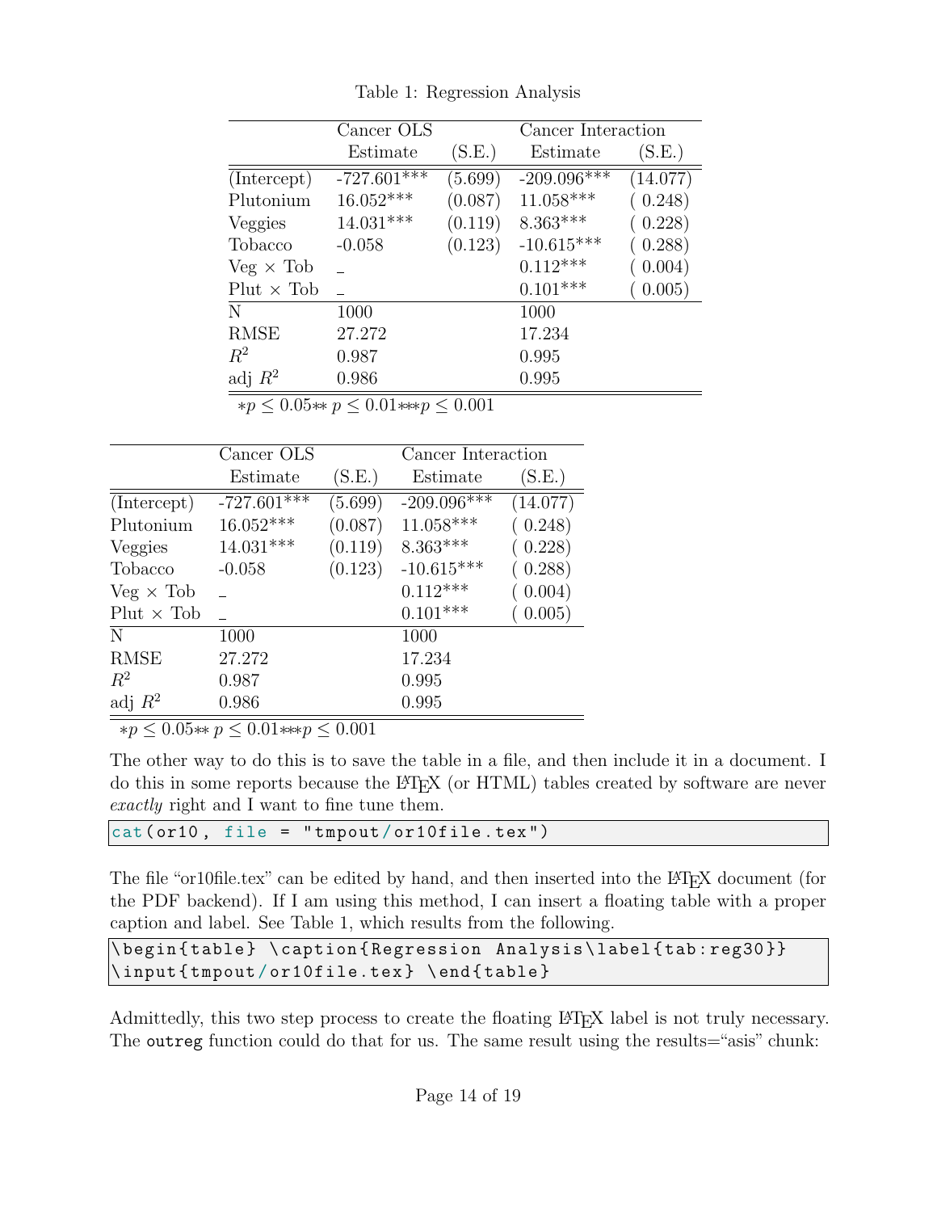Table 1: Regression Analysis

| | Cancer OLS | | Cancer Interaction | |
|---|---|---|---|---|
| | Estimate | (S.E.) | Estimate | (S.E.) |
| (Intercept) | -727.601*** | (5.699) | -209.096*** | (14.077) |
| Plutonium | 16.052*** | (0.087) | 11.058*** | ( 0.248) |
| Veggies | 14.031*** | (0.119) | 8.363*** | ( 0.228) |
| Tobacco | -0.058 | (0.123) | -10.615*** | ( 0.288) |
| Veg × Tob | _ | | 0.112*** | ( 0.004) |
| Plut × Tob | _ | | 0.101*** | ( 0.005) |
| N | 1000 | | 1000 | |
| RMSE | 27.272 | | 17.234 | |
| $R^2$ | 0.987 | | 0.995 | |
| adj $R^2$ | 0.986 | | 0.995 | |

$*p \le 0.05{**}\ p \le 0.01{*}{*}{*}p \le 0.001$

| | Cancer OLS | | Cancer Interaction | |
|---|---|---|---|---|
| | Estimate | (S.E.) | Estimate | (S.E.) |
| (Intercept) | -727.601*** | (5.699) | -209.096*** | (14.077) |
| Plutonium | 16.052*** | (0.087) | 11.058*** | ( 0.248) |
| Veggies | 14.031*** | (0.119) | 8.363*** | ( 0.228) |
| Tobacco | -0.058 | (0.123) | -10.615*** | ( 0.288) |
| Veg × Tob | _ | | 0.112*** | ( 0.004) |
| Plut × Tob | _ | | 0.101*** | ( 0.005) |
| N | 1000 | | 1000 | |
| RMSE | 27.272 | | 17.234 | |
| $R^2$ | 0.987 | | 0.995 | |
| adj $R^2$ | 0.986 | | 0.995 | |

$*p \le 0.05{**}\ p \le 0.01{*}{*}{*}p \le 0.001$

The other way to do this is to save the table in a file, and then include it in a document. I do this in some reports because the LaTeX (or HTML) tables created by software are never *exactly* right and I want to fine tune them.

```
cat(or10, file = "tmpout/or10file.tex")
```

The file "or10file.tex" can be edited by hand, and then inserted into the LaTeX document (for the PDF backend). If I am using this method, I can insert a floating table with a proper caption and label. See Table 1, which results from the following.

```
\begin{table} \caption{Regression Analysis\label{tab:reg30}}
\input{tmpout/or10file.tex} \end{table}
```

Admittedly, this two step process to create the floating LaTeX label is not truly necessary. The `outreg` function could do that for us. The same result using the results="asis" chunk: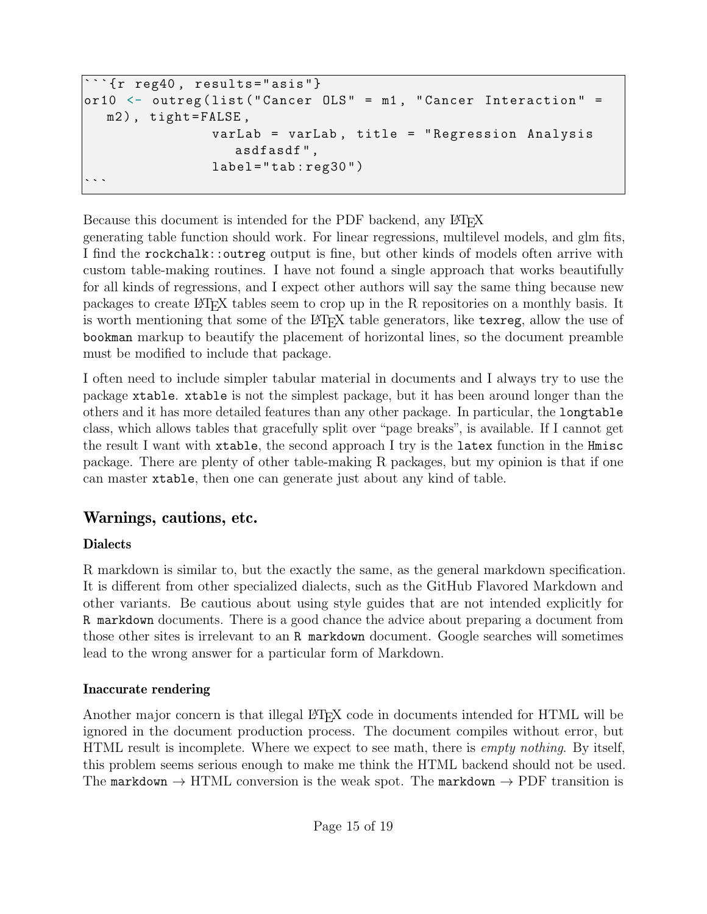````
```{r reg40, results="asis"}
or10 <- outreg(list("Cancer OLS" = m1, "Cancer Interaction" =
   m2), tight=FALSE,
               varLab = varLab, title = "Regression Analysis
                  asdfasdf",
               label="tab:reg30")
```
````

Because this document is intended for the PDF backend, any LaTeX generating table function should work. For linear regressions, multilevel models, and glm fits, I find the `rockchalk::outreg` output is fine, but other kinds of models often arrive with custom table-making routines. I have not found a single approach that works beautifully for all kinds of regressions, and I expect other authors will say the same thing because new packages to create LaTeX tables seem to crop up in the R repositories on a monthly basis. It is worth mentioning that some of the LaTeX table generators, like `texreg`, allow the use of `bookman` markup to beautify the placement of horizontal lines, so the document preamble must be modified to include that package.

I often need to include simpler tabular material in documents and I always try to use the package `xtable`. `xtable` is not the simplest package, but it has been around longer than the others and it has more detailed features than any other package. In particular, the `longtable` class, which allows tables that gracefully split over "page breaks", is available. If I cannot get the result I want with `xtable`, the second approach I try is the `latex` function in the `Hmisc` package. There are plenty of other table-making R packages, but my opinion is that if one can master `xtable`, then one can generate just about any kind of table.

## Warnings, cautions, etc.

### Dialects

R markdown is similar to, but the exactly the same, as the general markdown specification. It is different from other specialized dialects, such as the GitHub Flavored Markdown and other variants. Be cautious about using style guides that are not intended explicitly for `R markdown` documents. There is a good chance the advice about preparing a document from those other sites is irrelevant to an `R markdown` document. Google searches will sometimes lead to the wrong answer for a particular form of Markdown.

### Inaccurate rendering

Another major concern is that illegal LaTeX code in documents intended for HTML will be ignored in the document production process. The document compiles without error, but HTML result is incomplete. Where we expect to see math, there is *empty nothing*. By itself, this problem seems serious enough to make me think the HTML backend should not be used. The `markdown` → HTML conversion is the weak spot. The `markdown` → PDF transition is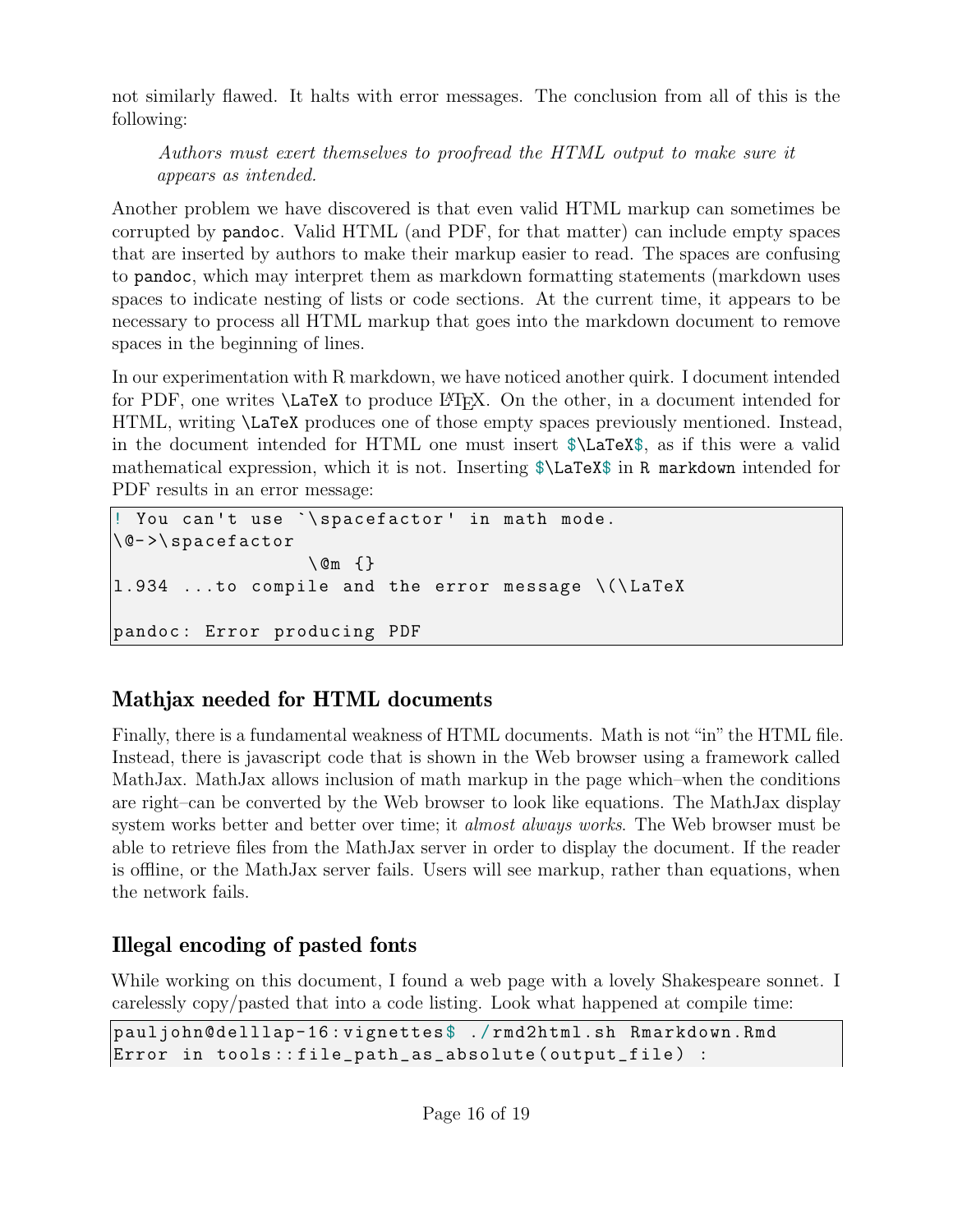not similarly flawed. It halts with error messages. The conclusion from all of this is the following:

> *Authors must exert themselves to proofread the HTML output to make sure it appears as intended.*

Another problem we have discovered is that even valid HTML markup can sometimes be corrupted by `pandoc`. Valid HTML (and PDF, for that matter) can include empty spaces that are inserted by authors to make their markup easier to read. The spaces are confusing to `pandoc`, which may interpret them as markdown formatting statements (markdown uses spaces to indicate nesting of lists or code sections. At the current time, it appears to be necessary to process all HTML markup that goes into the markdown document to remove spaces in the beginning of lines.

In our experimentation with R markdown, we have noticed another quirk. I document intended for PDF, one writes `\LaTeX` to produce LaTeX. On the other, in a document intended for HTML, writing `\LaTeX` produces one of those empty spaces previously mentioned. Instead, in the document intended for HTML one must insert `$\LaTeX$`, as if this were a valid mathematical expression, which it is not. Inserting `$\LaTeX$` in `R markdown` intended for PDF results in an error message:

```
! You can't use `\spacefactor' in math mode.
\@->\spacefactor
                 \@m {}
l.934 ...to compile and the error message \(\LaTeX

pandoc: Error producing PDF
```

## Mathjax needed for HTML documents

Finally, there is a fundamental weakness of HTML documents. Math is not "in" the HTML file. Instead, there is javascript code that is shown in the Web browser using a framework called MathJax. MathJax allows inclusion of math markup in the page which–when the conditions are right–can be converted by the Web browser to look like equations. The MathJax display system works better and better over time; it *almost always works*. The Web browser must be able to retrieve files from the MathJax server in order to display the document. If the reader is offline, or the MathJax server fails. Users will see markup, rather than equations, when the network fails.

## Illegal encoding of pasted fonts

While working on this document, I found a web page with a lovely Shakespeare sonnet. I carelessly copy/pasted that into a code listing. Look what happened at compile time:

```
pauljohn@delllap-16:vignettes$ ./rmd2html.sh Rmarkdown.Rmd
Error in tools::file_path_as_absolute(output_file) :
```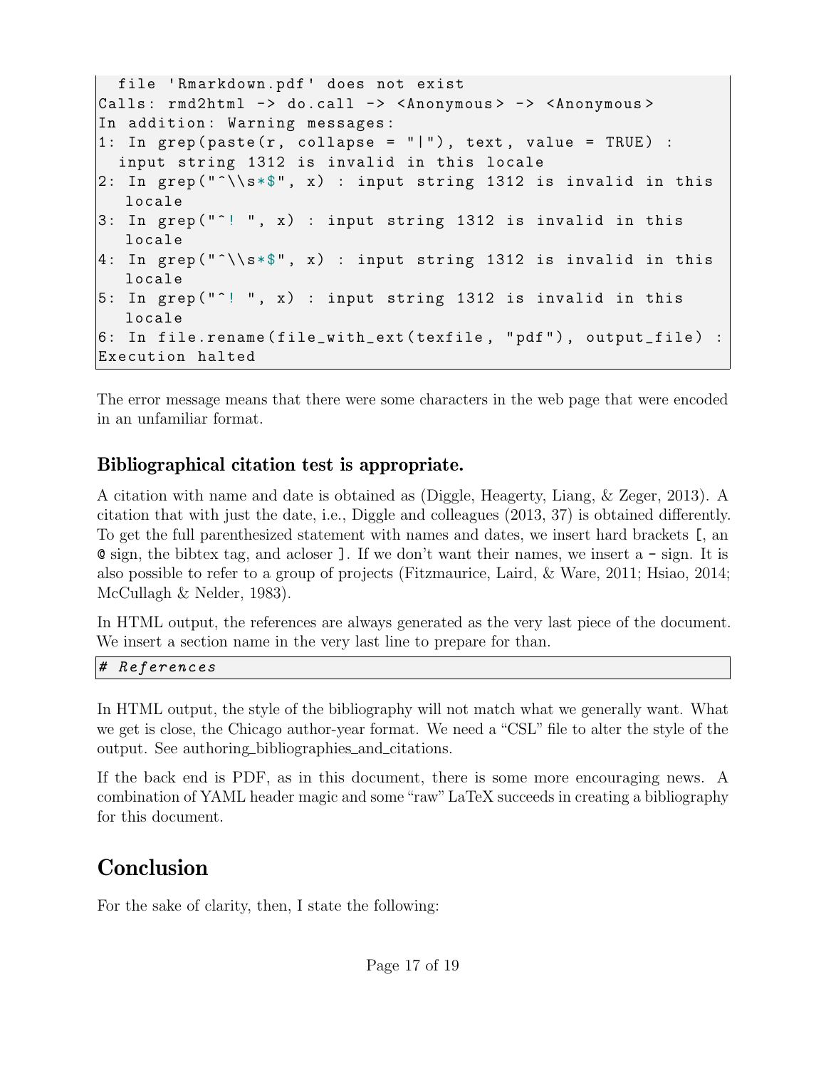```
  file 'Rmarkdown.pdf' does not exist
Calls: rmd2html -> do.call -> <Anonymous> -> <Anonymous>
In addition: Warning messages:
1: In grep(paste(r, collapse = "|"), text, value = TRUE) :
  input string 1312 is invalid in this locale
2: In grep("^\\s*$", x) : input string 1312 is invalid in this
   locale
3: In grep("^! ", x) : input string 1312 is invalid in this
   locale
4: In grep("^\\s*$", x) : input string 1312 is invalid in this
   locale
5: In grep("^! ", x) : input string 1312 is invalid in this
   locale
6: In file.rename(file_with_ext(texfile, "pdf"), output_file) :
Execution halted
```

The error message means that there were some characters in the web page that were encoded in an unfamiliar format.

### Bibliographical citation test is appropriate.

A citation with name and date is obtained as (Diggle, Heagerty, Liang, & Zeger, 2013). A citation that with just the date, i.e., Diggle and colleagues (2013, 37) is obtained differently. To get the full parenthesized statement with names and dates, we insert hard brackets `[`, an `@` sign, the bibtex tag, and acloser `]`. If we don't want their names, we insert a `-` sign. It is also possible to refer to a group of projects (Fitzmaurice, Laird, & Ware, 2011; Hsiao, 2014; McCullagh & Nelder, 1983).

In HTML output, the references are always generated as the very last piece of the document. We insert a section name in the very last line to prepare for than.

```
# References
```

In HTML output, the style of the bibliography will not match what we generally want. What we get is close, the Chicago author-year format. We need a "CSL" file to alter the style of the output. See authoring_bibliographies_and_citations.

If the back end is PDF, as in this document, there is some more encouraging news. A combination of YAML header magic and some "raw" LaTeX succeeds in creating a bibliography for this document.

## Conclusion

For the sake of clarity, then, I state the following: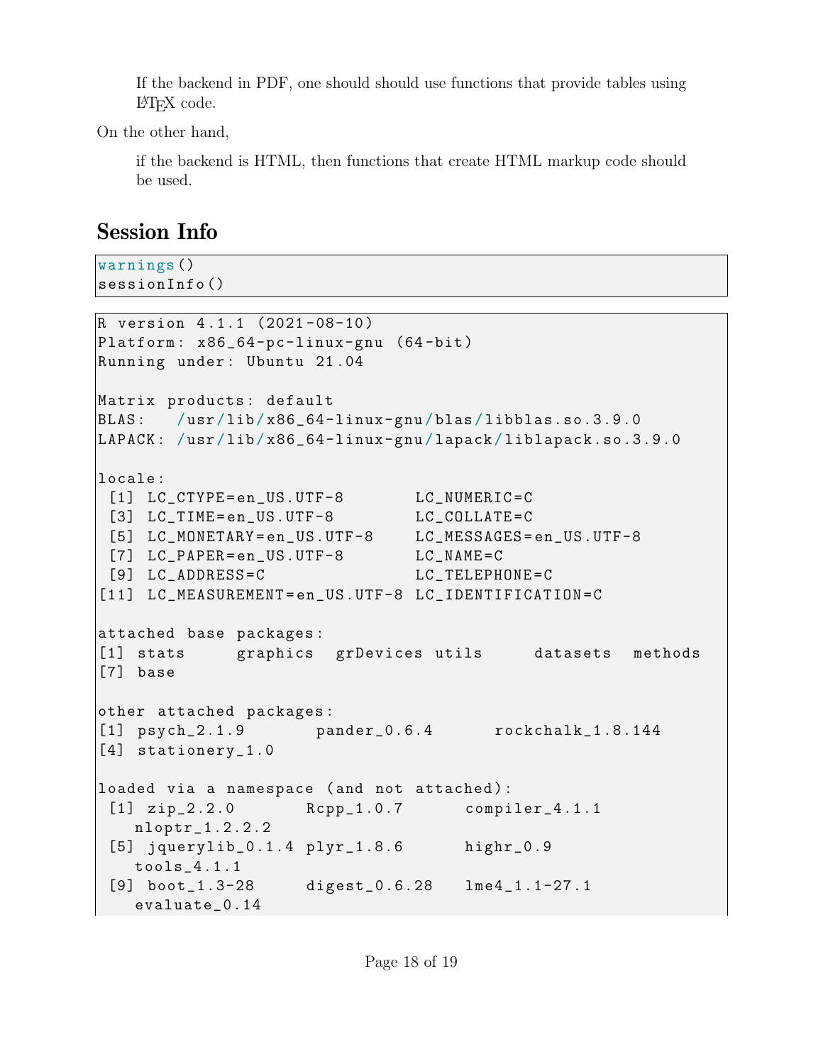> If the backend in PDF, one should should use functions that provide tables using LaTeX code.

On the other hand,

> if the backend is HTML, then functions that create HTML markup code should be used.

## Session Info

```
warnings()
sessionInfo()
```

```
R version 4.1.1 (2021-08-10)
Platform: x86_64-pc-linux-gnu (64-bit)
Running under: Ubuntu 21.04

Matrix products: default
BLAS:   /usr/lib/x86_64-linux-gnu/blas/libblas.so.3.9.0
LAPACK: /usr/lib/x86_64-linux-gnu/lapack/liblapack.so.3.9.0

locale:
 [1] LC_CTYPE=en_US.UTF-8       LC_NUMERIC=C
 [3] LC_TIME=en_US.UTF-8        LC_COLLATE=C
 [5] LC_MONETARY=en_US.UTF-8    LC_MESSAGES=en_US.UTF-8
 [7] LC_PAPER=en_US.UTF-8       LC_NAME=C
 [9] LC_ADDRESS=C               LC_TELEPHONE=C
[11] LC_MEASUREMENT=en_US.UTF-8 LC_IDENTIFICATION=C

attached base packages:
[1] stats     graphics  grDevices utils     datasets  methods
[7] base

other attached packages:
[1] psych_2.1.9       pander_0.6.4      rockchalk_1.8.144
[4] stationery_1.0

loaded via a namespace (and not attached):
 [1] zip_2.2.0       Rcpp_1.0.7      compiler_4.1.1
   nloptr_1.2.2.2
 [5] jquerylib_0.1.4 plyr_1.8.6      highr_0.9
   tools_4.1.1
 [9] boot_1.3-28     digest_0.6.28   lme4_1.1-27.1
   evaluate_0.14
```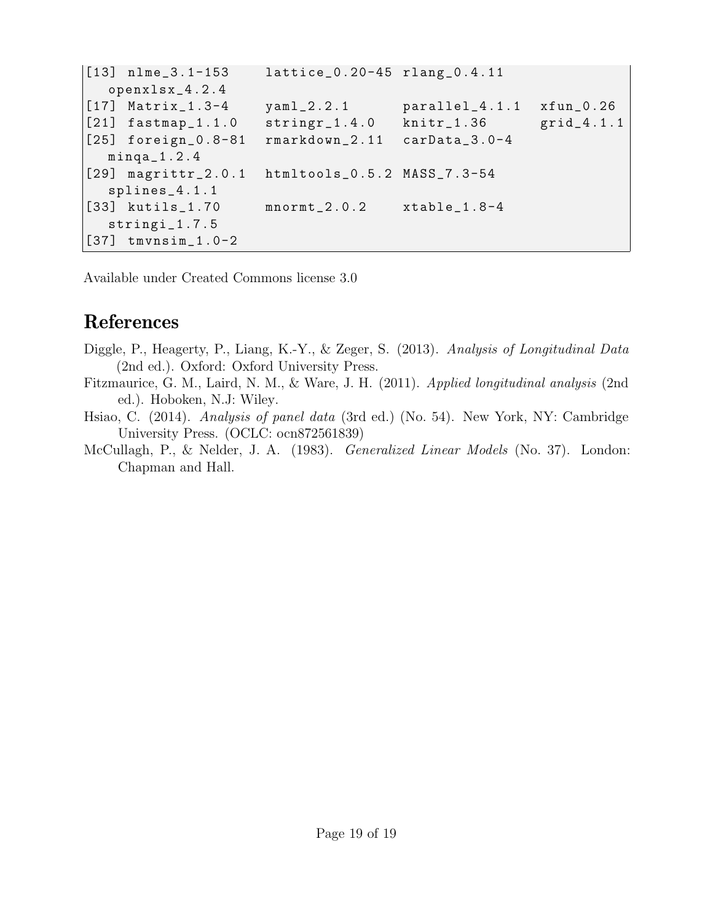```
[13] nlme_3.1-153     lattice_0.20-45 rlang_0.4.11
  openxlsx_4.2.4
[17] Matrix_1.3-4     yaml_2.2.1      parallel_4.1.1  xfun_0.26
[21] fastmap_1.1.0    stringr_1.4.0   knitr_1.36      grid_4.1.1
[25] foreign_0.8-81   rmarkdown_2.11  carData_3.0-4
  minqa_1.2.4
[29] magrittr_2.0.1   htmltools_0.5.2 MASS_7.3-54
  splines_4.1.1
[33] kutils_1.70      mnormt_2.0.2    xtable_1.8-4
  stringi_1.7.5
[37] tmvnsim_1.0-2
```

Available under Created Commons license 3.0

# References

Diggle, P., Heagerty, P., Liang, K.-Y., & Zeger, S. (2013). *Analysis of Longitudinal Data* (2nd ed.). Oxford: Oxford University Press.

Fitzmaurice, G. M., Laird, N. M., & Ware, J. H. (2011). *Applied longitudinal analysis* (2nd ed.). Hoboken, N.J: Wiley.

Hsiao, C. (2014). *Analysis of panel data* (3rd ed.) (No. 54). New York, NY: Cambridge University Press. (OCLC: ocn872561839)

McCullagh, P., & Nelder, J. A. (1983). *Generalized Linear Models* (No. 37). London: Chapman and Hall.